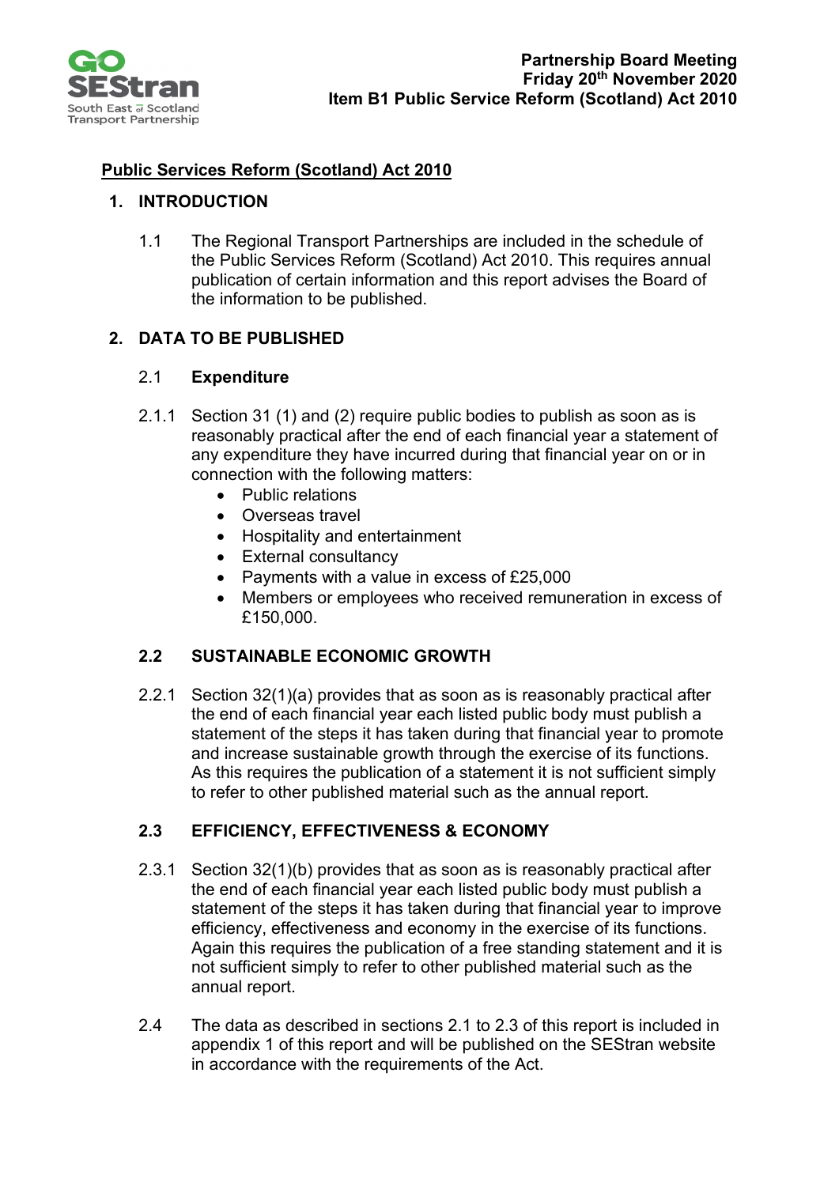**Partnership Board Meeting**
**Friday 20th November 2020**
**Item B1 Public Service Reform (Scotland) Act 2010**

# Public Services Reform (Scotland) Act 2010

## 1. INTRODUCTION

1.1 The Regional Transport Partnerships are included in the schedule of the Public Services Reform (Scotland) Act 2010. This requires annual publication of certain information and this report advises the Board of the information to be published.

## 2. DATA TO BE PUBLISHED

### 2.1 Expenditure

2.1.1 Section 31 (1) and (2) require public bodies to publish as soon as is reasonably practical after the end of each financial year a statement of any expenditure they have incurred during that financial year on or in connection with the following matters:

- Public relations
- Overseas travel
- Hospitality and entertainment
- External consultancy
- Payments with a value in excess of £25,000
- Members or employees who received remuneration in excess of £150,000.

### 2.2 SUSTAINABLE ECONOMIC GROWTH

2.2.1 Section 32(1)(a) provides that as soon as is reasonably practical after the end of each financial year each listed public body must publish a statement of the steps it has taken during that financial year to promote and increase sustainable growth through the exercise of its functions. As this requires the publication of a statement it is not sufficient simply to refer to other published material such as the annual report.

### 2.3 EFFICIENCY, EFFECTIVENESS & ECONOMY

2.3.1 Section 32(1)(b) provides that as soon as is reasonably practical after the end of each financial year each listed public body must publish a statement of the steps it has taken during that financial year to improve efficiency, effectiveness and economy in the exercise of its functions. Again this requires the publication of a free standing statement and it is not sufficient simply to refer to other published material such as the annual report.

2.4 The data as described in sections 2.1 to 2.3 of this report is included in appendix 1 of this report and will be published on the SEStran website in accordance with the requirements of the Act.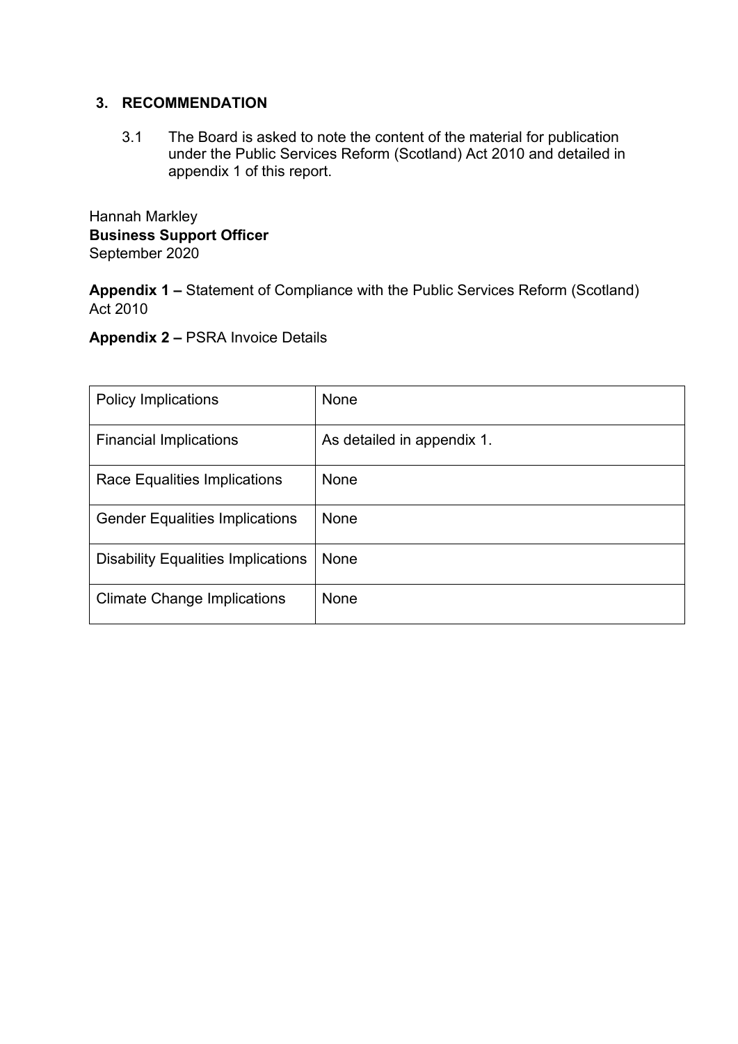## 3. RECOMMENDATION

3.1 The Board is asked to note the content of the material for publication under the Public Services Reform (Scotland) Act 2010 and detailed in appendix 1 of this report.

Hannah Markley
**Business Support Officer**
September 2020

**Appendix 1 –** Statement of Compliance with the Public Services Reform (Scotland) Act 2010

**Appendix 2 –** PSRA Invoice Details

| | |
|---|---|
| Policy Implications | None |
| Financial Implications | As detailed in appendix 1. |
| Race Equalities Implications | None |
| Gender Equalities Implications | None |
| Disability Equalities Implications | None |
| Climate Change Implications | None |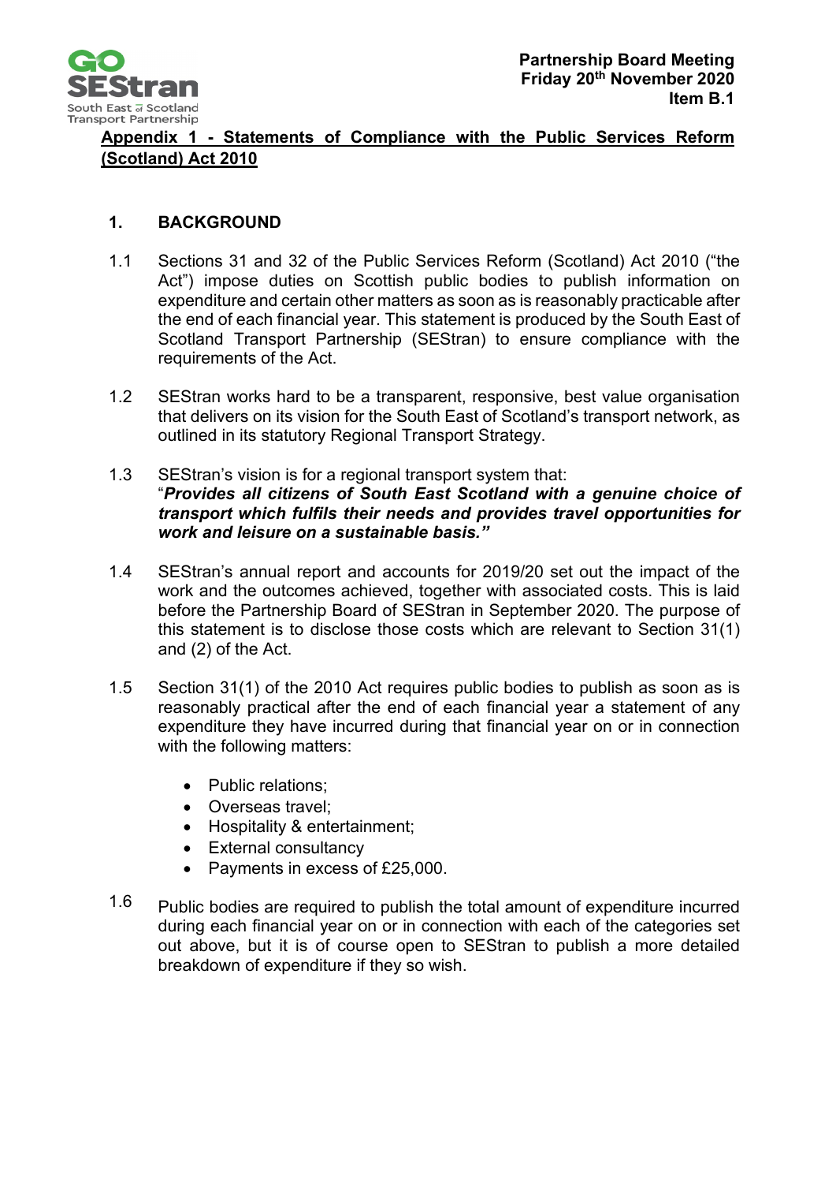Partnership Board Meeting
Friday 20th November 2020
Item B.1

## Appendix 1 - Statements of Compliance with the Public Services Reform (Scotland) Act 2010

### 1. BACKGROUND

1.1 Sections 31 and 32 of the Public Services Reform (Scotland) Act 2010 ("the Act") impose duties on Scottish public bodies to publish information on expenditure and certain other matters as soon as is reasonably practicable after the end of each financial year. This statement is produced by the South East of Scotland Transport Partnership (SEStran) to ensure compliance with the requirements of the Act.

1.2 SEStran works hard to be a transparent, responsive, best value organisation that delivers on its vision for the South East of Scotland's transport network, as outlined in its statutory Regional Transport Strategy.

1.3 SEStran's vision is for a regional transport system that:
"***Provides all citizens of South East Scotland with a genuine choice of transport which fulfils their needs and provides travel opportunities for work and leisure on a sustainable basis."***

1.4 SEStran's annual report and accounts for 2019/20 set out the impact of the work and the outcomes achieved, together with associated costs. This is laid before the Partnership Board of SEStran in September 2020. The purpose of this statement is to disclose those costs which are relevant to Section 31(1) and (2) of the Act.

1.5 Section 31(1) of the 2010 Act requires public bodies to publish as soon as is reasonably practical after the end of each financial year a statement of any expenditure they have incurred during that financial year on or in connection with the following matters:

- Public relations;
- Overseas travel;
- Hospitality & entertainment;
- External consultancy
- Payments in excess of £25,000.

1.6 Public bodies are required to publish the total amount of expenditure incurred during each financial year on or in connection with each of the categories set out above, but it is of course open to SEStran to publish a more detailed breakdown of expenditure if they so wish.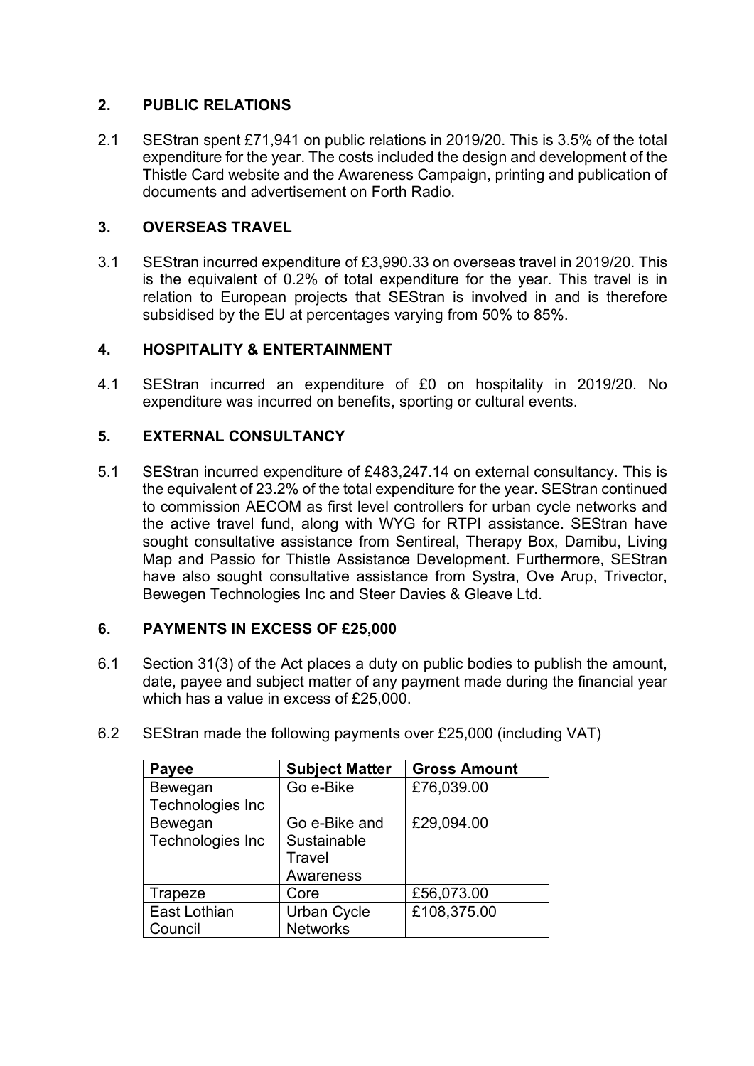## 2. PUBLIC RELATIONS

2.1 SEStran spent £71,941 on public relations in 2019/20. This is 3.5% of the total expenditure for the year. The costs included the design and development of the Thistle Card website and the Awareness Campaign, printing and publication of documents and advertisement on Forth Radio.

## 3. OVERSEAS TRAVEL

3.1 SEStran incurred expenditure of £3,990.33 on overseas travel in 2019/20. This is the equivalent of 0.2% of total expenditure for the year. This travel is in relation to European projects that SEStran is involved in and is therefore subsidised by the EU at percentages varying from 50% to 85%.

## 4. HOSPITALITY & ENTERTAINMENT

4.1 SEStran incurred an expenditure of £0 on hospitality in 2019/20. No expenditure was incurred on benefits, sporting or cultural events.

## 5. EXTERNAL CONSULTANCY

5.1 SEStran incurred expenditure of £483,247.14 on external consultancy. This is the equivalent of 23.2% of the total expenditure for the year. SEStran continued to commission AECOM as first level controllers for urban cycle networks and the active travel fund, along with WYG for RTPI assistance. SEStran have sought consultative assistance from Sentireal, Therapy Box, Damibu, Living Map and Passio for Thistle Assistance Development. Furthermore, SEStran have also sought consultative assistance from Systra, Ove Arup, Trivector, Bewegen Technologies Inc and Steer Davies & Gleave Ltd.

## 6. PAYMENTS IN EXCESS OF £25,000

6.1 Section 31(3) of the Act places a duty on public bodies to publish the amount, date, payee and subject matter of any payment made during the financial year which has a value in excess of £25,000.

6.2 SEStran made the following payments over £25,000 (including VAT)

| Payee | Subject Matter | Gross Amount |
|---|---|---|
| Bewegan Technologies Inc | Go e-Bike | £76,039.00 |
| Bewegan Technologies Inc | Go e-Bike and Sustainable Travel Awareness | £29,094.00 |
| Trapeze | Core | £56,073.00 |
| East Lothian Council | Urban Cycle Networks | £108,375.00 |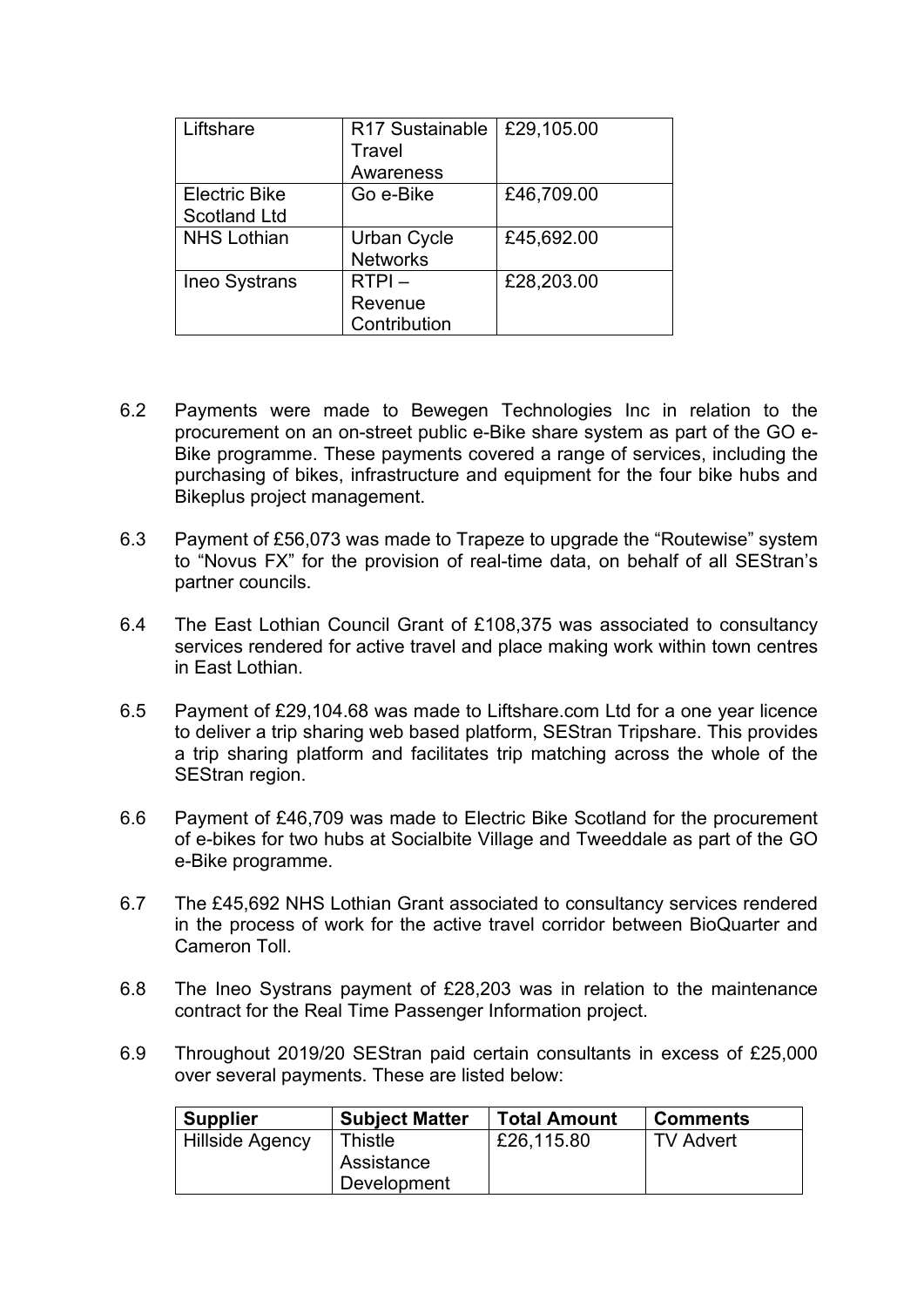| | | |
|---|---|---|
| Liftshare | R17 Sustainable Travel Awareness | £29,105.00 |
| Electric Bike Scotland Ltd | Go e-Bike | £46,709.00 |
| NHS Lothian | Urban Cycle Networks | £45,692.00 |
| Ineo Systrans | RTPI – Revenue Contribution | £28,203.00 |

6.2 Payments were made to Bewegen Technologies Inc in relation to the procurement on an on-street public e-Bike share system as part of the GO e-Bike programme. These payments covered a range of services, including the purchasing of bikes, infrastructure and equipment for the four bike hubs and Bikeplus project management.

6.3 Payment of £56,073 was made to Trapeze to upgrade the "Routewise" system to "Novus FX" for the provision of real-time data, on behalf of all SEStran's partner councils.

6.4 The East Lothian Council Grant of £108,375 was associated to consultancy services rendered for active travel and place making work within town centres in East Lothian.

6.5 Payment of £29,104.68 was made to Liftshare.com Ltd for a one year licence to deliver a trip sharing web based platform, SEStran Tripshare. This provides a trip sharing platform and facilitates trip matching across the whole of the SEStran region.

6.6 Payment of £46,709 was made to Electric Bike Scotland for the procurement of e-bikes for two hubs at Socialbite Village and Tweeddale as part of the GO e-Bike programme.

6.7 The £45,692 NHS Lothian Grant associated to consultancy services rendered in the process of work for the active travel corridor between BioQuarter and Cameron Toll.

6.8 The Ineo Systrans payment of £28,203 was in relation to the maintenance contract for the Real Time Passenger Information project.

6.9 Throughout 2019/20 SEStran paid certain consultants in excess of £25,000 over several payments. These are listed below:

| Supplier | Subject Matter | Total Amount | Comments |
|---|---|---|---|
| Hillside Agency | Thistle Assistance Development | £26,115.80 | TV Advert |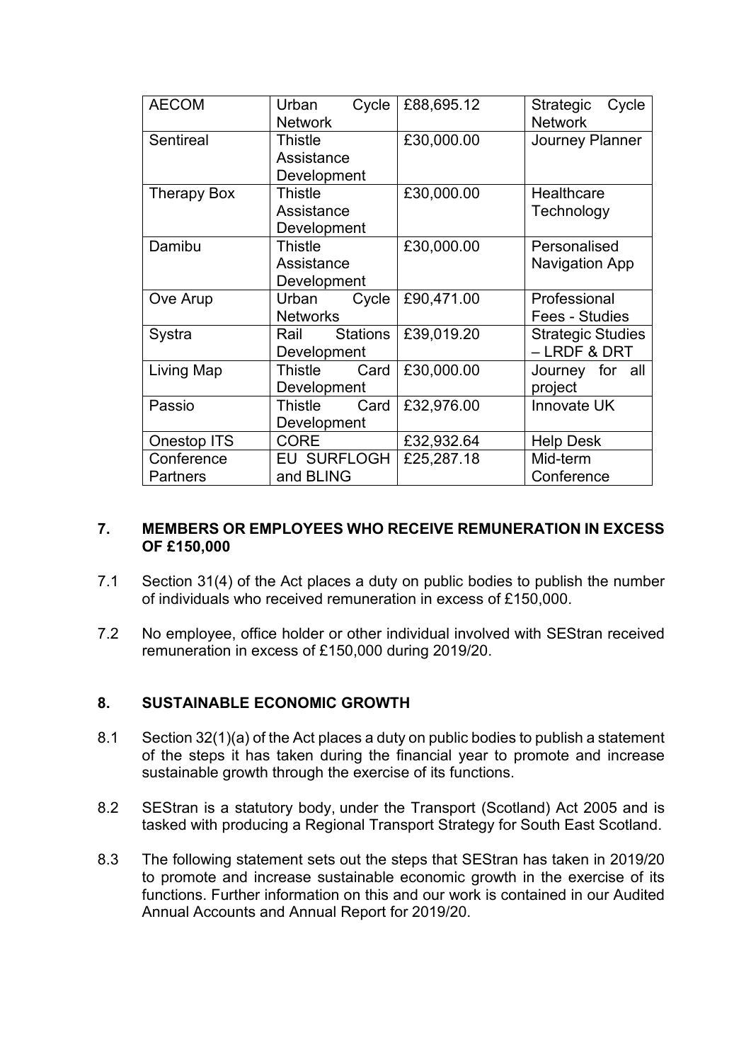| AECOM | Urban Cycle Network | £88,695.12 | Strategic Cycle Network |
|---|---|---|---|
| Sentireal | Thistle Assistance Development | £30,000.00 | Journey Planner |
| Therapy Box | Thistle Assistance Development | £30,000.00 | Healthcare Technology |
| Damibu | Thistle Assistance Development | £30,000.00 | Personalised Navigation App |
| Ove Arup | Urban Cycle Networks | £90,471.00 | Professional Fees - Studies |
| Systra | Rail Stations Development | £39,019.20 | Strategic Studies – LRDF & DRT |
| Living Map | Thistle Card Development | £30,000.00 | Journey for all project |
| Passio | Thistle Card Development | £32,976.00 | Innovate UK |
| Onestop ITS | CORE | £32,932.64 | Help Desk |
| Conference Partners | EU SURFLOGH and BLING | £25,287.18 | Mid-term Conference |

## 7. MEMBERS OR EMPLOYEES WHO RECEIVE REMUNERATION IN EXCESS OF £150,000

7.1 Section 31(4) of the Act places a duty on public bodies to publish the number of individuals who received remuneration in excess of £150,000.

7.2 No employee, office holder or other individual involved with SEStran received remuneration in excess of £150,000 during 2019/20.

## 8. SUSTAINABLE ECONOMIC GROWTH

8.1 Section 32(1)(a) of the Act places a duty on public bodies to publish a statement of the steps it has taken during the financial year to promote and increase sustainable growth through the exercise of its functions.

8.2 SEStran is a statutory body, under the Transport (Scotland) Act 2005 and is tasked with producing a Regional Transport Strategy for South East Scotland.

8.3 The following statement sets out the steps that SEStran has taken in 2019/20 to promote and increase sustainable economic growth in the exercise of its functions. Further information on this and our work is contained in our Audited Annual Accounts and Annual Report for 2019/20.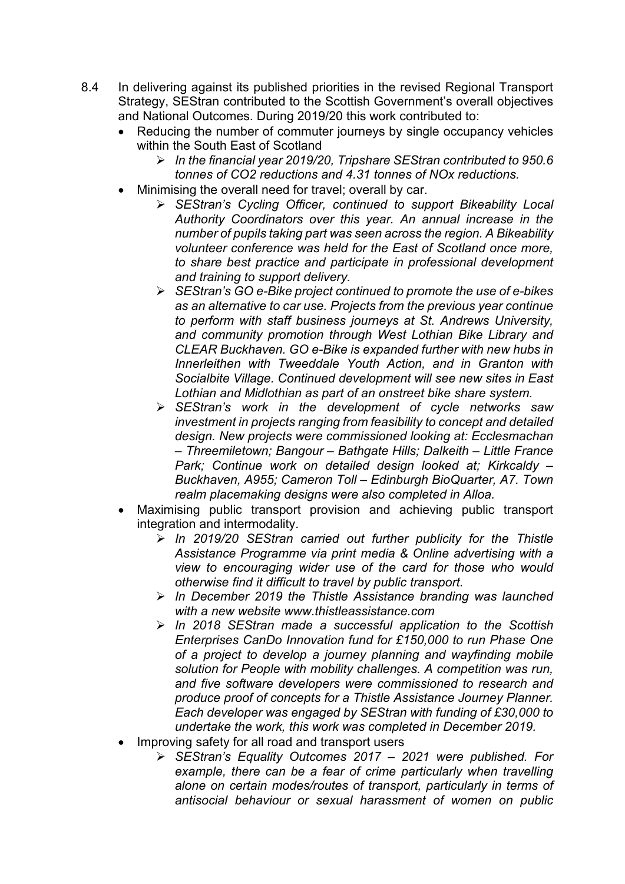8.4 In delivering against its published priorities in the revised Regional Transport Strategy, SEStran contributed to the Scottish Government's overall objectives and National Outcomes. During 2019/20 this work contributed to:

- Reducing the number of commuter journeys by single occupancy vehicles within the South East of Scotland
  - *In the financial year 2019/20, Tripshare SEStran contributed to 950.6 tonnes of CO2 reductions and 4.31 tonnes of NOx reductions.*
- Minimising the overall need for travel; overall by car.
  - *SEStran's Cycling Officer, continued to support Bikeability Local Authority Coordinators over this year. An annual increase in the number of pupils taking part was seen across the region. A Bikeability volunteer conference was held for the East of Scotland once more, to share best practice and participate in professional development and training to support delivery.*
  - *SEStran's GO e-Bike project continued to promote the use of e-bikes as an alternative to car use. Projects from the previous year continue to perform with staff business journeys at St. Andrews University, and community promotion through West Lothian Bike Library and CLEAR Buckhaven. GO e-Bike is expanded further with new hubs in Innerleithen with Tweeddale Youth Action, and in Granton with Socialbite Village. Continued development will see new sites in East Lothian and Midlothian as part of an onstreet bike share system.*
  - *SEStran's work in the development of cycle networks saw investment in projects ranging from feasibility to concept and detailed design. New projects were commissioned looking at: Ecclesmachan – Threemiletown; Bangour – Bathgate Hills; Dalkeith – Little France Park; Continue work on detailed design looked at; Kirkcaldy – Buckhaven, A955; Cameron Toll – Edinburgh BioQuarter, A7. Town realm placemaking designs were also completed in Alloa.*
- Maximising public transport provision and achieving public transport integration and intermodality.
  - *In 2019/20 SEStran carried out further publicity for the Thistle Assistance Programme via print media & Online advertising with a view to encouraging wider use of the card for those who would otherwise find it difficult to travel by public transport.*
  - *In December 2019 the Thistle Assistance branding was launched with a new website www.thistleassistance.com*
  - *In 2018 SEStran made a successful application to the Scottish Enterprises CanDo Innovation fund for £150,000 to run Phase One of a project to develop a journey planning and wayfinding mobile solution for People with mobility challenges. A competition was run, and five software developers were commissioned to research and produce proof of concepts for a Thistle Assistance Journey Planner. Each developer was engaged by SEStran with funding of £30,000 to undertake the work, this work was completed in December 2019.*
- Improving safety for all road and transport users
  - *SEStran's Equality Outcomes 2017 – 2021 were published. For example, there can be a fear of crime particularly when travelling alone on certain modes/routes of transport, particularly in terms of antisocial behaviour or sexual harassment of women on public*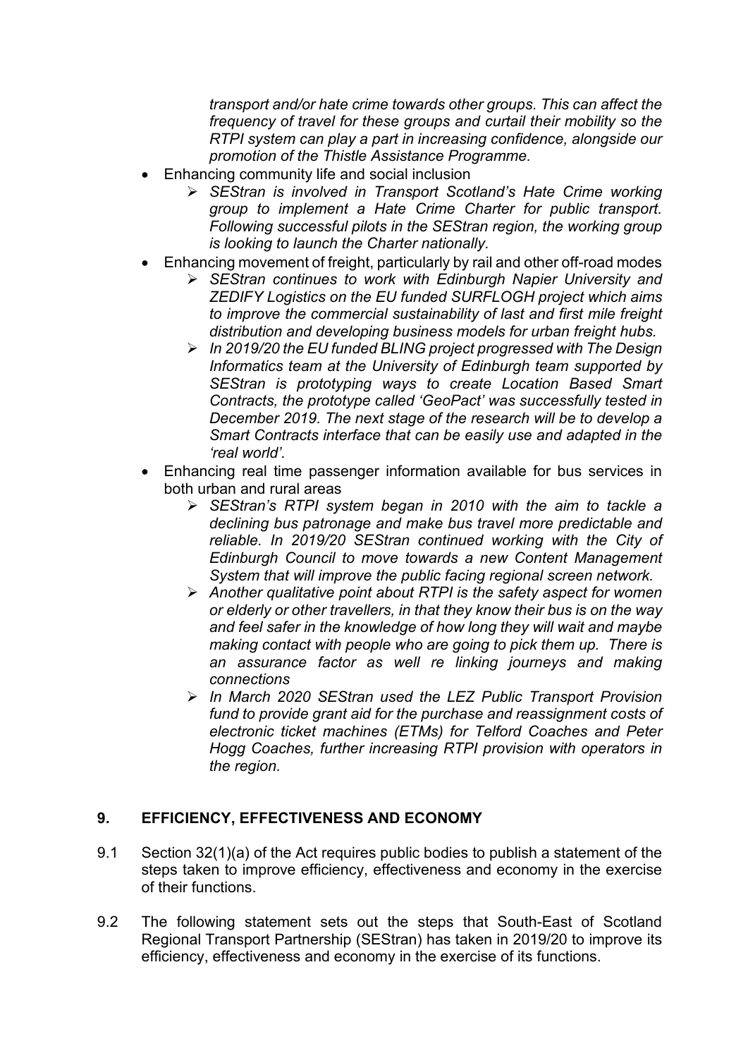*transport and/or hate crime towards other groups. This can affect the frequency of travel for these groups and curtail their mobility so the RTPI system can play a part in increasing confidence, alongside our promotion of the Thistle Assistance Programme.*

- Enhancing community life and social inclusion
  - *SEStran is involved in Transport Scotland's Hate Crime working group to implement a Hate Crime Charter for public transport. Following successful pilots in the SEStran region, the working group is looking to launch the Charter nationally.*
- Enhancing movement of freight, particularly by rail and other off-road modes
  - *SEStran continues to work with Edinburgh Napier University and ZEDIFY Logistics on the EU funded SURFLOGH project which aims to improve the commercial sustainability of last and first mile freight distribution and developing business models for urban freight hubs.*
  - *In 2019/20 the EU funded BLING project progressed with The Design Informatics team at the University of Edinburgh team supported by SEStran is prototyping ways to create Location Based Smart Contracts, the prototype called 'GeoPact' was successfully tested in December 2019. The next stage of the research will be to develop a Smart Contracts interface that can be easily use and adapted in the 'real world'.*
- Enhancing real time passenger information available for bus services in both urban and rural areas
  - *SEStran's RTPI system began in 2010 with the aim to tackle a declining bus patronage and make bus travel more predictable and reliable. In 2019/20 SEStran continued working with the City of Edinburgh Council to move towards a new Content Management System that will improve the public facing regional screen network.*
  - *Another qualitative point about RTPI is the safety aspect for women or elderly or other travellers, in that they know their bus is on the way and feel safer in the knowledge of how long they will wait and maybe making contact with people who are going to pick them up. There is an assurance factor as well re linking journeys and making connections*
  - *In March 2020 SEStran used the LEZ Public Transport Provision fund to provide grant aid for the purchase and reassignment costs of electronic ticket machines (ETMs) for Telford Coaches and Peter Hogg Coaches, further increasing RTPI provision with operators in the region.*

## 9. EFFICIENCY, EFFECTIVENESS AND ECONOMY

9.1 Section 32(1)(a) of the Act requires public bodies to publish a statement of the steps taken to improve efficiency, effectiveness and economy in the exercise of their functions.

9.2 The following statement sets out the steps that South-East of Scotland Regional Transport Partnership (SEStran) has taken in 2019/20 to improve its efficiency, effectiveness and economy in the exercise of its functions.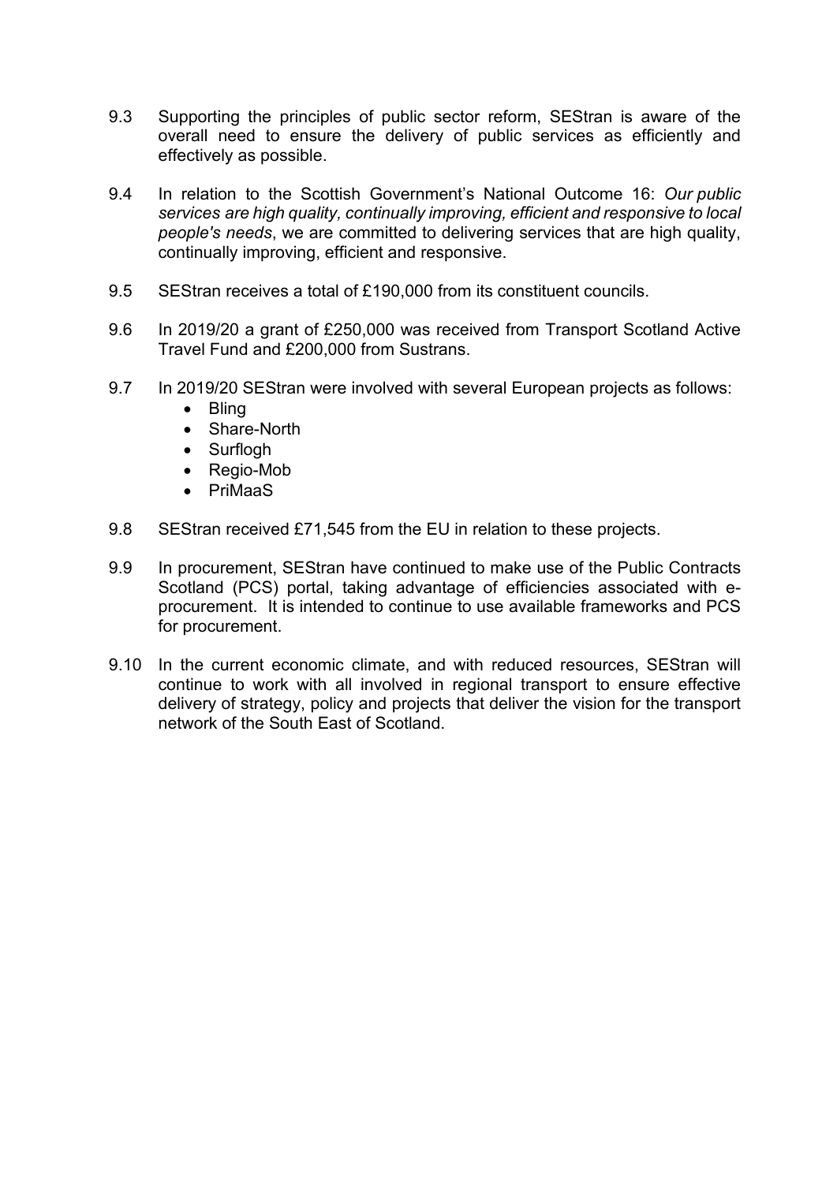9.3 Supporting the principles of public sector reform, SEStran is aware of the overall need to ensure the delivery of public services as efficiently and effectively as possible.

9.4 In relation to the Scottish Government's National Outcome 16: *Our public services are high quality, continually improving, efficient and responsive to local people's needs*, we are committed to delivering services that are high quality, continually improving, efficient and responsive.

9.5 SEStran receives a total of £190,000 from its constituent councils.

9.6 In 2019/20 a grant of £250,000 was received from Transport Scotland Active Travel Fund and £200,000 from Sustrans.

9.7 In 2019/20 SEStran were involved with several European projects as follows:

- Bling
- Share-North
- Surflogh
- Regio-Mob
- PriMaaS

9.8 SEStran received £71,545 from the EU in relation to these projects.

9.9 In procurement, SEStran have continued to make use of the Public Contracts Scotland (PCS) portal, taking advantage of efficiencies associated with e-procurement. It is intended to continue to use available frameworks and PCS for procurement.

9.10 In the current economic climate, and with reduced resources, SEStran will continue to work with all involved in regional transport to ensure effective delivery of strategy, policy and projects that deliver the vision for the transport network of the South East of Scotland.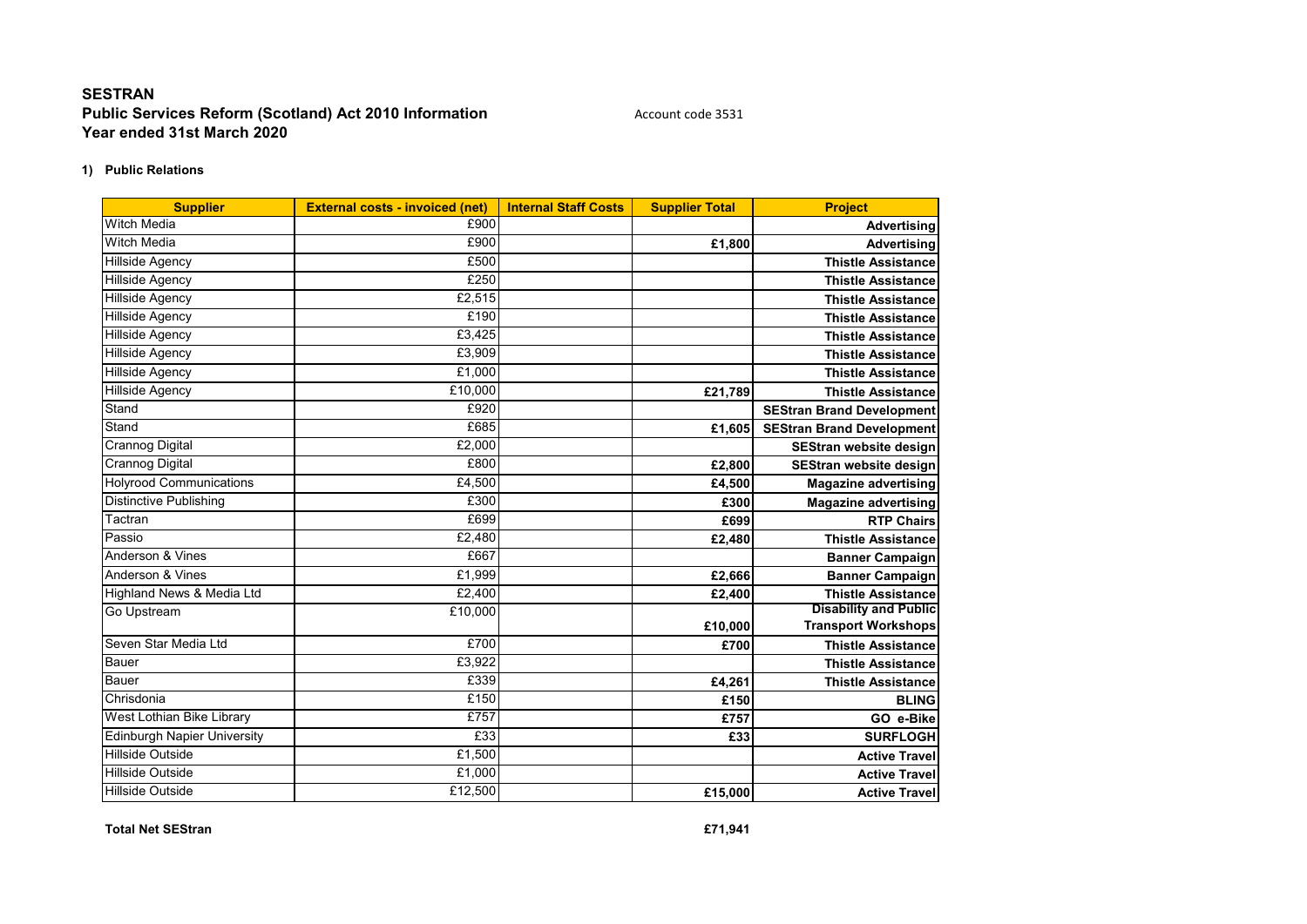## SESTRAN
## Public Services Reform (Scotland) Act 2010 Information

Account code 3531

## Year ended 31st March 2020

### 1) Public Relations

| Supplier | External costs - invoiced (net) | Internal Staff Costs | Supplier Total | Project |
|---|---|---|---|---|
| Witch Media | £900 | | | Advertising |
| Witch Media | £900 | | £1,800 | Advertising |
| Hillside Agency | £500 | | | Thistle Assistance |
| Hillside Agency | £250 | | | Thistle Assistance |
| Hillside Agency | £2,515 | | | Thistle Assistance |
| Hillside Agency | £190 | | | Thistle Assistance |
| Hillside Agency | £3,425 | | | Thistle Assistance |
| Hillside Agency | £3,909 | | | Thistle Assistance |
| Hillside Agency | £1,000 | | | Thistle Assistance |
| Hillside Agency | £10,000 | | £21,789 | Thistle Assistance |
| Stand | £920 | | | SEStran Brand Development |
| Stand | £685 | | £1,605 | SEStran Brand Development |
| Crannog Digital | £2,000 | | | SEStran website design |
| Crannog Digital | £800 | | £2,800 | SEStran website design |
| Holyrood Communications | £4,500 | | £4,500 | Magazine advertising |
| Distinctive Publishing | £300 | | £300 | Magazine advertising |
| Tactran | £699 | | £699 | RTP Chairs |
| Passio | £2,480 | | £2,480 | Thistle Assistance |
| Anderson & Vines | £667 | | | Banner Campaign |
| Anderson & Vines | £1,999 | | £2,666 | Banner Campaign |
| Highland News & Media Ltd | £2,400 | | £2,400 | Thistle Assistance |
| Go Upstream | £10,000 | | £10,000 | Disability and Public Transport Workshops |
| Seven Star Media Ltd | £700 | | £700 | Thistle Assistance |
| Bauer | £3,922 | | | Thistle Assistance |
| Bauer | £339 | | £4,261 | Thistle Assistance |
| Chrisdonia | £150 | | £150 | BLING |
| West Lothian Bike Library | £757 | | £757 | GO e-Bike |
| Edinburgh Napier University | £33 | | £33 | SURFLOGH |
| Hillside Outside | £1,500 | | | Active Travel |
| Hillside Outside | £1,000 | | | Active Travel |
| Hillside Outside | £12,500 | | £15,000 | Active Travel |

**Total Net SEStran** **£71,941**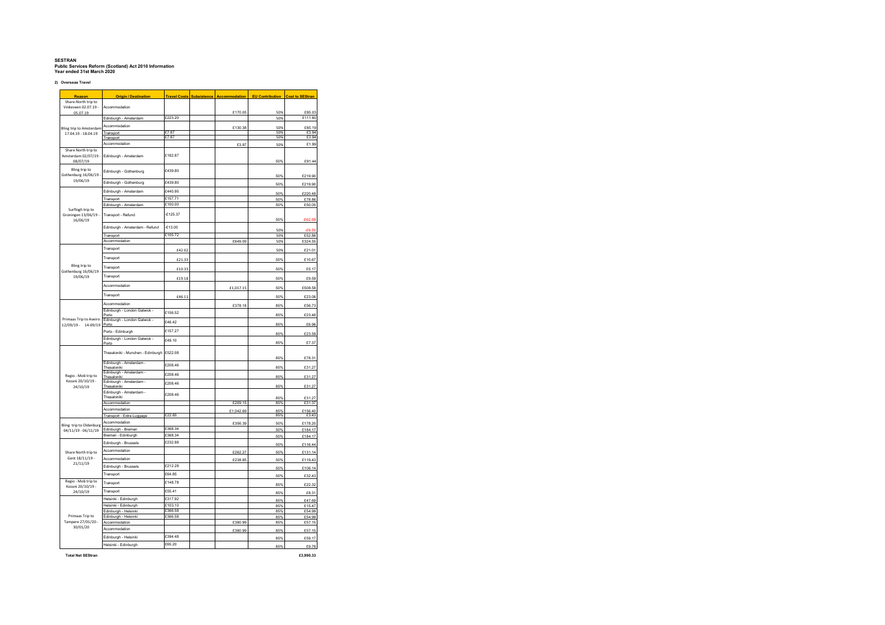**SESTRAN**
**Public Services Reform (Scotland) Act 2010 Information**
**Year ended 31st March 2020**

**2) Overseas Travel**

| Reason | Origin / Destination | Travel Costs | Subsistence | Accommodation | EU Contribution | Cost to SEStran |
|---|---|---|---|---|---|---|
| Share-North trip to Vinkeveen 02.07.19 - 05.07.19 | Accommodation | | | £170.05 | 50% | £85.03 |
| Bling trip to Amsterdam 17.04.19 - 18.04.19 | Edinburgh - Amsterdam | £223.20 | | | 50% | £111.60 |
| | Accommodation | | | £130.38 | 50% | £65.19 |
| | Transport | £7.87 | | | 50% | £3.94 |
| | Transport | £7.87 | | | 50% | £3.94 |
| | Accommodation | | | £3.97 | 50% | £1.99 |
| Share North trip to Amsterdam 02/07/19 - 08/07/19 | Edinburgh - Amsterdam | £182.87 | | | 50% | £91.44 |
| Bling trip to Gothenburg 16/06/19 - 19/06/19 | Edinburgh - Gothenburg | £439.80 | | | 50% | £219.90 |
| | Edinburgh - Gothenburg | £439.80 | | | 50% | £219.90 |
| Surflogh trip to Groningen 13/06/19 - 16/06/19 | Edinburgh - Amsterdam | £440.95 | | | 50% | £220.48 |
| | Transport | £157.71 | | | 50% | £78.86 |
| | Edinburgh - Amsterdam | £100.00 | | | 50% | £50.00 |
| | Transport - Refund | -£125.37 | | | 50% | -£62.69 |
| | Edinburgh - Amsterdam - Refund | -£13.00 | | | 50% | -£6.50 |
| | Transport | £105.72 | | | 50% | £52.86 |
| | Accommodation | | | £649.09 | 50% | £324.55 |
| Bling trip to Gothenburg 16/06/19 - 19/06/19 | Transport | £42.02 | | | 50% | £21.01 |
| | Transport | £21.33 | | | 50% | £10.67 |
| | Transport | £10.33 | | | 50% | £5.17 |
| | Transport | £19.18 | | | 50% | £9.59 |
| | Accommodation | | | £1,017.15 | 50% | £508.58 |
| | Transport | £46.11 | | | 50% | £23.06 |
| Primaas Trip to Aveiro 12/09/19 - 14-09/19 | Accommodation | | | £378.18 | 85% | £56.73 |
| | Edinburgh - London Gatwick - Porto | £156.52 | | | 85% | £23.48 |
| | Edinburgh - London Gatwick - Porto | £46.42 | | | 85% | £6.96 |
| | Porto - Edinburgh | £157.27 | | | 85% | £23.59 |
| | Edinburgh - London Gatwick - Porto | £49.10 | | | 85% | £7.37 |
| Regio - Mob trip to Kozani 20/10/19 - 24/10/19 | Thesaloniki - Munchen - Edinburgh | £522.08 | | | 85% | £78.31 |
| | Edinburgh - Amsterdam - Thesaloniki | £208.46 | | | 85% | £31.27 |
| | Edinburgh - Amsterdam - Thesaloniki | £208.46 | | | 85% | £31.27 |
| | Edinburgh - Amsterdam - Thesaloniki | £208.46 | | | 85% | £31.27 |
| | Edinburgh - Amsterdam - Thesaloniki | £208.46 | | | 85% | £31.27 |
| | Accommodation | | | £209.15 | 85% | £31.37 |
| | Accommodation | | | £1,042.69 | 85% | £156.40 |
| | Transport - Extra Luggage | £22.85 | | | 85% | £3.43 |
| Bling trip to Oldenburg 04/11/19 - 06/11/19 | Accommodation | | | £356.39 | 50% | £178.20 |
| | Edinburgh - Bremen | £368.34 | | | 50% | £184.17 |
| | Bremen - Edinburgh | £368.34 | | | 50% | £184.17 |
| Share North trip to Gent 18/11/19 - 21/11/19 | Edinburgh - Brussels | £232.88 | | | 50% | £116.44 |
| | Accommodation | | | £262.27 | 50% | £131.14 |
| | Accommodation | | | £238.85 | 50% | £119.43 |
| | Edinburgh - Brussels | £212.28 | | | 50% | £106.14 |
| | Transport | £64.85 | | | 50% | £32.43 |
| Regio - Mob trip to Kozani 20/10/19 - 24/10/19 | Transport | £148.78 | | | 85% | £22.32 |
| | Transport | £55.41 | | | 85% | £8.31 |
| Primaas Trip to Tampere 27/01/20 - 30/01/20 | Helsinki - Edinburgh | £317.92 | | | 85% | £47.69 |
| | Helsinki - Edinburgh | £103.10 | | | 85% | £15.47 |
| | Edinburgh - Helsinki | £366.58 | | | 85% | £54.99 |
| | Edinburgh - Helsinki | £366.58 | | | 85% | £54.99 |
| | Accommodation | | | £380.99 | 85% | £57.15 |
| | Accommodation | | | £380.99 | 85% | £57.15 |
| | Edinburgh - Helsinki | £394.48 | | | 85% | £59.17 |
| | Helsinki - Edinburgh | £65.20 | | | 85% | £9.78 |
| **Total Net SEStran** | | | | | | **£3,990.33** |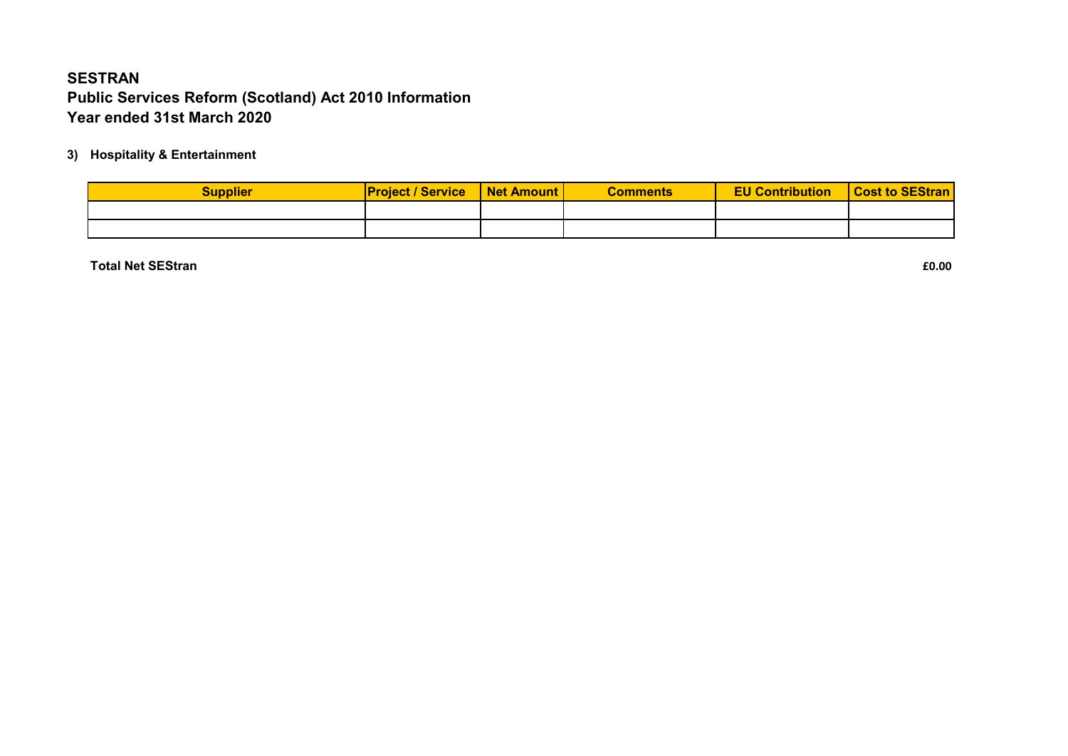**SESTRAN**
**Public Services Reform (Scotland) Act 2010 Information**
**Year ended 31st March 2020**

**3) Hospitality & Entertainment**

| Supplier | Project / Service | Net Amount | Comments | EU Contribution | Cost to SEStran |
|---|---|---|---|---|---|
| | | | | | |
| | | | | | |

**Total Net SEStran** **£0.00**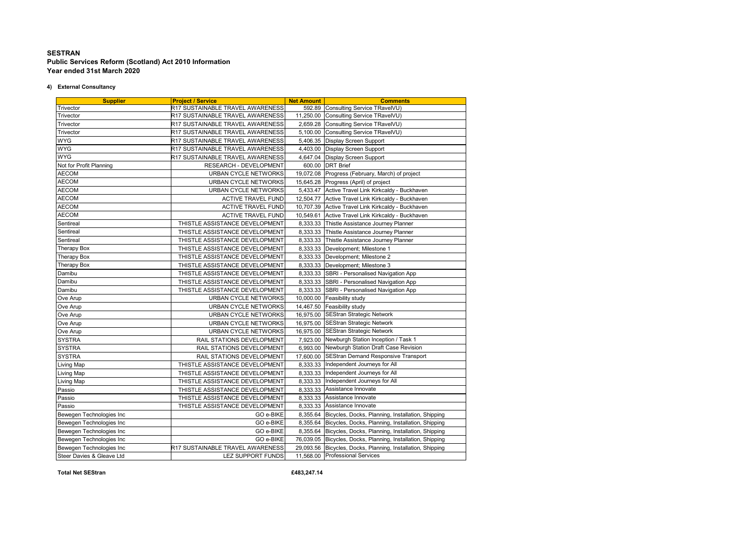# SESTRAN
## Public Services Reform (Scotland) Act 2010 Information
## Year ended 31st March 2020

**4) External Consultancy**

| Supplier | Project / Service | Net Amount | Comments |
|---|---|---|---|
| Trivector | R17 SUSTAINABLE TRAVEL AWARENESS | 592.89 | Consulting Service TRavelVU) |
| Trivector | R17 SUSTAINABLE TRAVEL AWARENESS | 11,250.00 | Consulting Service TRavelVU) |
| Trivector | R17 SUSTAINABLE TRAVEL AWARENESS | 2,659.28 | Consulting Service TRavelVU) |
| Trivector | R17 SUSTAINABLE TRAVEL AWARENESS | 5,100.00 | Consulting Service TRavelVU) |
| WYG | R17 SUSTAINABLE TRAVEL AWARENESS | 5,406.35 | Display Screen Support |
| WYG | R17 SUSTAINABLE TRAVEL AWARENESS | 4,403.00 | Display Screen Support |
| WYG | R17 SUSTAINABLE TRAVEL AWARENESS | 4,647.04 | Display Screen Support |
| Not for Profit Planning | RESEARCH - DEVELOPMENT | 600.00 | DRT Brief |
| AECOM | URBAN CYCLE NETWORKS | 19,072.08 | Progress (February, March) of project |
| AECOM | URBAN CYCLE NETWORKS | 15,645.28 | Progress (April) of project |
| AECOM | URBAN CYCLE NETWORKS | 5,433.47 | Active Travel Link Kirkcaldy - Buckhaven |
| AECOM | ACTIVE TRAVEL FUND | 12,504.77 | Active Travel Link Kirkcaldy - Buckhaven |
| AECOM | ACTIVE TRAVEL FUND | 10,707.39 | Active Travel Link Kirkcaldy - Buckhaven |
| AECOM | ACTIVE TRAVEL FUND | 10,549.61 | Active Travel Link Kirkcaldy - Buckhaven |
| Sentireal | THISTLE ASSISTANCE DEVELOPMENT | 8,333.33 | Thistle Assistance Journey Planner |
| Sentireal | THISTLE ASSISTANCE DEVELOPMENT | 8,333.33 | Thistle Assistance Journey Planner |
| Sentireal | THISTLE ASSISTANCE DEVELOPMENT | 8,333.33 | Thistle Assistance Journey Planner |
| Therapy Box | THISTLE ASSISTANCE DEVELOPMENT | 8,333.33 | Development; Milestone 1 |
| Therapy Box | THISTLE ASSISTANCE DEVELOPMENT | 8,333.33 | Development; Milestone 2 |
| Therapy Box | THISTLE ASSISTANCE DEVELOPMENT | 8,333.33 | Development; Milestone 3 |
| Damibu | THISTLE ASSISTANCE DEVELOPMENT | 8,333.33 | SBRI - Personalised Navigation App |
| Damibu | THISTLE ASSISTANCE DEVELOPMENT | 8,333.33 | SBRI - Personalised Navigation App |
| Damibu | THISTLE ASSISTANCE DEVELOPMENT | 8,333.33 | SBRI - Personalised Navigation App |
| Ove Arup | URBAN CYCLE NETWORKS | 10,000.00 | Feasibility study |
| Ove Arup | URBAN CYCLE NETWORKS | 14,467.50 | Feasibility study |
| Ove Arup | URBAN CYCLE NETWORKS | 16,975.00 | SEStran Strategic Network |
| Ove Arup | URBAN CYCLE NETWORKS | 16,975.00 | SEStran Strategic Network |
| Ove Arup | URBAN CYCLE NETWORKS | 16,975.00 | SEStran Strategic Network |
| SYSTRA | RAIL STATIONS DEVELOPMENT | 7,923.00 | Newburgh Station Inception / Task 1 |
| SYSTRA | RAIL STATIONS DEVELOPMENT | 6,993.00 | Newburgh Station Draft Case Revision |
| SYSTRA | RAIL STATIONS DEVELOPMENT | 17,600.00 | SEStran Demand Responsive Transport |
| Living Map | THISTLE ASSISTANCE DEVELOPMENT | 8,333.33 | Independent Journeys for All |
| Living Map | THISTLE ASSISTANCE DEVELOPMENT | 8,333.33 | Independent Journeys for All |
| Living Map | THISTLE ASSISTANCE DEVELOPMENT | 8,333.33 | Independent Journeys for All |
| Passio | THISTLE ASSISTANCE DEVELOPMENT | 8,333.33 | Assistance Innovate |
| Passio | THISTLE ASSISTANCE DEVELOPMENT | 8,333.33 | Assistance Innovate |
| Passio | THISTLE ASSISTANCE DEVELOPMENT | 8,333.33 | Assistance Innovate |
| Bewegen Technologies Inc | GO e-BIKE | 8,355.64 | Bicycles, Docks, Planning, Installation, Shipping |
| Bewegen Technologies Inc | GO e-BIKE | 8,355.64 | Bicycles, Docks, Planning, Installation, Shipping |
| Bewegen Technologies Inc | GO e-BIKE | 8,355.64 | Bicycles, Docks, Planning, Installation, Shipping |
| Bewegen Technologies Inc | GO e-BIKE | 76,039.05 | Bicycles, Docks, Planning, Installation, Shipping |
| Bewegen Technologies Inc | R17 SUSTAINABLE TRAVEL AWARENESS | 29,093.56 | Bicycles, Docks, Planning, Installation, Shipping |
| Steer Davies & Gleave Ltd | LEZ SUPPORT FUNDS | 11,568.00 | Professional Services |

**Total Net SEStran** **£483,247.14**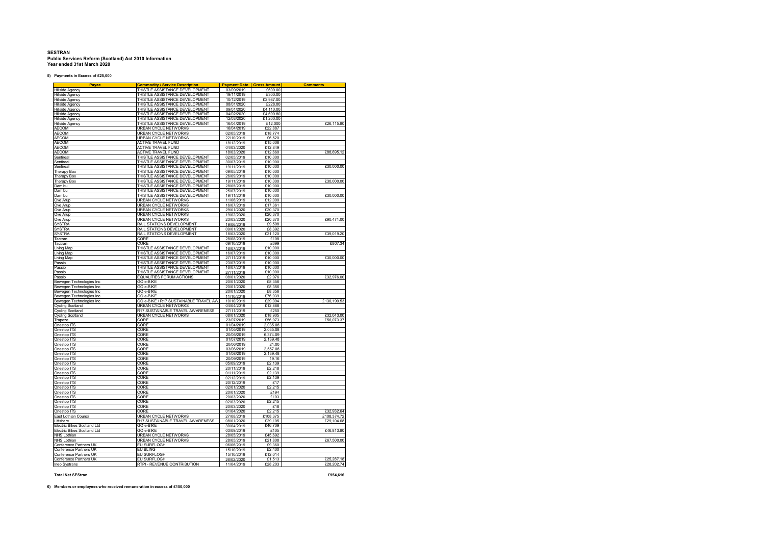**SESTRAN**
**Public Services Reform (Scotland) Act 2010 Information**
**Year ended 31st March 2020**

**5) Payments in Excess of £25,000**

| Payee | Commodity / Service Description | Payment Date | Gross Amount | Comments |
|---|---|---|---|---|
| Hillside Agency | THISTLE ASSISTANCE DEVELOPMENT | 03/09/2019 | £600.00 | |
| Hillside Agency | THISTLE ASSISTANCE DEVELOPMENT | 19/11/2019 | £300.00 | |
| Hillside Agency | THISTLE ASSISTANCE DEVELOPMENT | 10/12/2019 | £2,987.00 | |
| Hillside Agency | THISTLE ASSISTANCE DEVELOPMENT | 08/01/2020 | £228.00 | |
| Hillside Agency | THISTLE ASSISTANCE DEVELOPMENT | 09/01/2020 | £4,110.00 | |
| Hillside Agency | THISTLE ASSISTANCE DEVELOPMENT | 04/02/2020 | £4,690.80 | |
| Hillside Agency | THISTLE ASSISTANCE DEVELOPMENT | 12/03/2020 | £1,200.00 | |
| Hillside Agency | THISTLE ASSISTANCE DEVELOPMENT | 16/04/2019 | £12,000 | £26,115.80 |
| AECOM | URBAN CYCLE NETWORKS | 16/04/2019 | £22,887 | |
| AECOM | URBAN CYCLE NETWORKS | 02/05/2019 | £18,774 | |
| AECOM | URBAN CYCLE NETWORKS | 22/10/2019 | £6,520 | |
| AECOM | ACTIVE TRAVEL FUND | 18/12/2019 | £15,006 | |
| AECOM | ACTIVE TRAVEL FUND | 04/03/2020 | £12,849 | |
| AECOM | ACTIVE TRAVEL FUND | 18/03/2020 | £12,660 | £88,695.12 |
| Sentireal | THISTLE ASSISTANCE DEVELOPMENT | 02/05/2019 | £10,000 | |
| Sentireal | THISTLE ASSISTANCE DEVELOPMENT | 30/07/2019 | £10,000 | |
| Sentireal | THISTLE ASSISTANCE DEVELOPMENT | 19/11/2019 | £10,000 | £30,000.00 |
| Therapy Box | THISTLE ASSISTANCE DEVELOPMENT | 09/05/2019 | £10,000 | |
| Therapy Box | THISTLE ASSISTANCE DEVELOPMENT | 26/09/2019 | £10,000 | |
| Therapy Box | THISTLE ASSISTANCE DEVELOPMENT | 19/11/2019 | £10,000 | £30,000.00 |
| Damibu | THISTLE ASSISTANCE DEVELOPMENT | 28/05/2019 | £10,000 | |
| Damibu | THISTLE ASSISTANCE DEVELOPMENT | 25/07/2019 | £10,000 | |
| Damibu | THISTLE ASSISTANCE DEVELOPMENT | 19/11/2019 | £10,000 | £30,000.00 |
| Ove Arup | URBAN CYCLE NETWORKS | 11/06/2019 | £12,000 | |
| Ove Arup | URBAN CYCLE NETWORKS | 16/07/2019 | £17,361 | |
| Ove Arup | URBAN CYCLE NETWORKS | 29/01/2020 | £20,370 | |
| Ove Arup | URBAN CYCLE NETWORKS | 19/02/2020 | £20,370 | |
| Ove Arup | URBAN CYCLE NETWORKS | 23/03/2020 | £20,370 | £90,471.00 |
| SYSTRA | RAIL STATIONS DEVELOPMENT | 19/06/2019 | £9,508 | |
| SYSTRA | RAIL STATIONS DEVELOPMENT | 09/01/2020 | £8,392 | |
| SYSTRA | RAIL STATIONS DEVELOPMENT | 18/03/2020 | £21,120 | £39,019.20 |
| Tactran | CORE | 28/08/2019 | £108 | |
| Tactran | CORE | 09/10/2019 | £699 | £807.34 |
| Living Map | THISTLE ASSISTANCE DEVELOPMENT | 16/07/2019 | £10,000 | |
| Living Map | THISTLE ASSISTANCE DEVELOPMENT | 16/07/2019 | £10,000 | |
| Living Map | THISTLE ASSISTANCE DEVELOPMENT | 27/11/2019 | £10,000 | £30,000.00 |
| Passio | THISTLE ASSISTANCE DEVELOPMENT | 23/07/2019 | £10,000 | |
| Passio | THISTLE ASSISTANCE DEVELOPMENT | 16/07/2019 | £10,000 | |
| Passio | THISTLE ASSISTANCE DEVELOPMENT | 27/11/2019 | £10,000 | |
| Passio | EQUALITIES FORUM ACTIONS | 08/01/2020 | £2,976 | £32,976.00 |
| Bewegen Technologies Inc | GO e-BIKE | 20/01/2020 | £8,356 | |
| Bewegen Technologies Inc | GO e-BIKE | 20/01/2020 | £8,356 | |
| Bewegen Technologies Inc | GO e-BIKE | 20/01/2020 | £8,356 | |
| Bewegen Technologies Inc | GO e-BIKE | 11/10/2019 | £76,039 | |
| Bewegen Technologies Inc | GO e-BIKE / R17 SUSTAINABLE TRAVEL AW/ | 10/10/2019 | £29,094 | £130,199.53 |
| Cycling Scotland | URBAN CYCLE NETWORKS | 04/04/2019 | £12,888 | |
| Cycling Scotland | R17 SUSTAINABLE TRAVEL AWARENESS | 27/11/2019 | £250 | |
| Cycling Scotland | URBAN CYCLE NETWORKS | 08/01/2020 | £18,905 | £32,043.00 |
| Trapeze | CORE | 23/07/2019 | £56,073 | £56,073.37 |
| Onestop ITS | CORE | 01/04/2019 | 2,035.08 | |
| Onestop ITS | CORE | 01/05/2019 | 2,035.08 | |
| Onestop ITS | CORE | 20/05/2019 | 6,374.09 | |
| Onestop ITS | CORE | 01/07/2019 | 2,139.48 | |
| Onestop ITS | CORE | 20/06/2019 | 21.00 | |
| Onestop ITS | CORE | 03/06/2019 | 2,557.08 | |
| Onestop ITS | CORE | 01/08/2019 | 2,139.48 | |
| Onestop ITS | CORE | 20/09/2019 | 19.16 | |
| Onestop ITS | CORE | 05/09/2019 | £2,139 | |
| Onestop ITS | CORE | 20/11/2019 | £2,218 | |
| Onestop ITS | CORE | 01/11/2019 | £2,139 | |
| Onestop ITS | CORE | 02/12/2019 | £2,139 | |
| Onestop ITS | CORE | 20/12/2019 | £17 | |
| Onestop ITS | CORE | 02/01/2020 | £2,215 | |
| Onestop ITS | CORE | 20/01/2020 | £194 | |
| Onestop ITS | CORE | 20/03/2020 | £103 | |
| Onestop ITS | CORE | 02/03/2020 | £2,215 | |
| Onestop ITS | CORE | 20/03/2020 | £18 | |
| Onestop ITS | CORE | 01/04/2020 | £2,215 | £32,932.64 |
| East Lothian Council | URBAN CYCLE NETWORKS | 27/08/2019 | £108,375 | £108,374.72 |
| Liftshare | R17 SUSTAINABLE TRAVEL AWARENESS | 08/01/2020 | £29,105 | £29,104.68 |
| Electric Bikes Scotland Ltd | GO e-BIKE | 30/04/2019 | £46,709 | |
| Electric Bikes Scotland Ltd | GO e-BIKE | 03/09/2019 | £105 | £46,813.80 |
| NHS Lothian | URBAN CYCLE NETWORKS | 28/05/2019 | £45,692 | |
| NHS Lothian | URBAN CYCLE NETWORKS | 28/05/2019 | £21,808 | £67,500.00 |
| Conference Partners UK | EU SURFLOGH | 06/06/2019 | £9,360 | |
| Conference Partners UK | EU BLING | 15/10/2019 | £2,400 | |
| Conference Partners UK | EU SURFLOGH | 15/10/2019 | £12,014 | |
| Conference Partners UK | EU SURFLOGH | 26/02/2020 | £1,513 | £25,287.18 |
| Ineo Systrans | RTPI - REVENUE CONTRIBUTION | 11/04/2019 | £28,203 | £28,202.74 |

**Total Net SEStran** **£954,616**

**6) Members or employees who received remuneration in excess of £150,000**